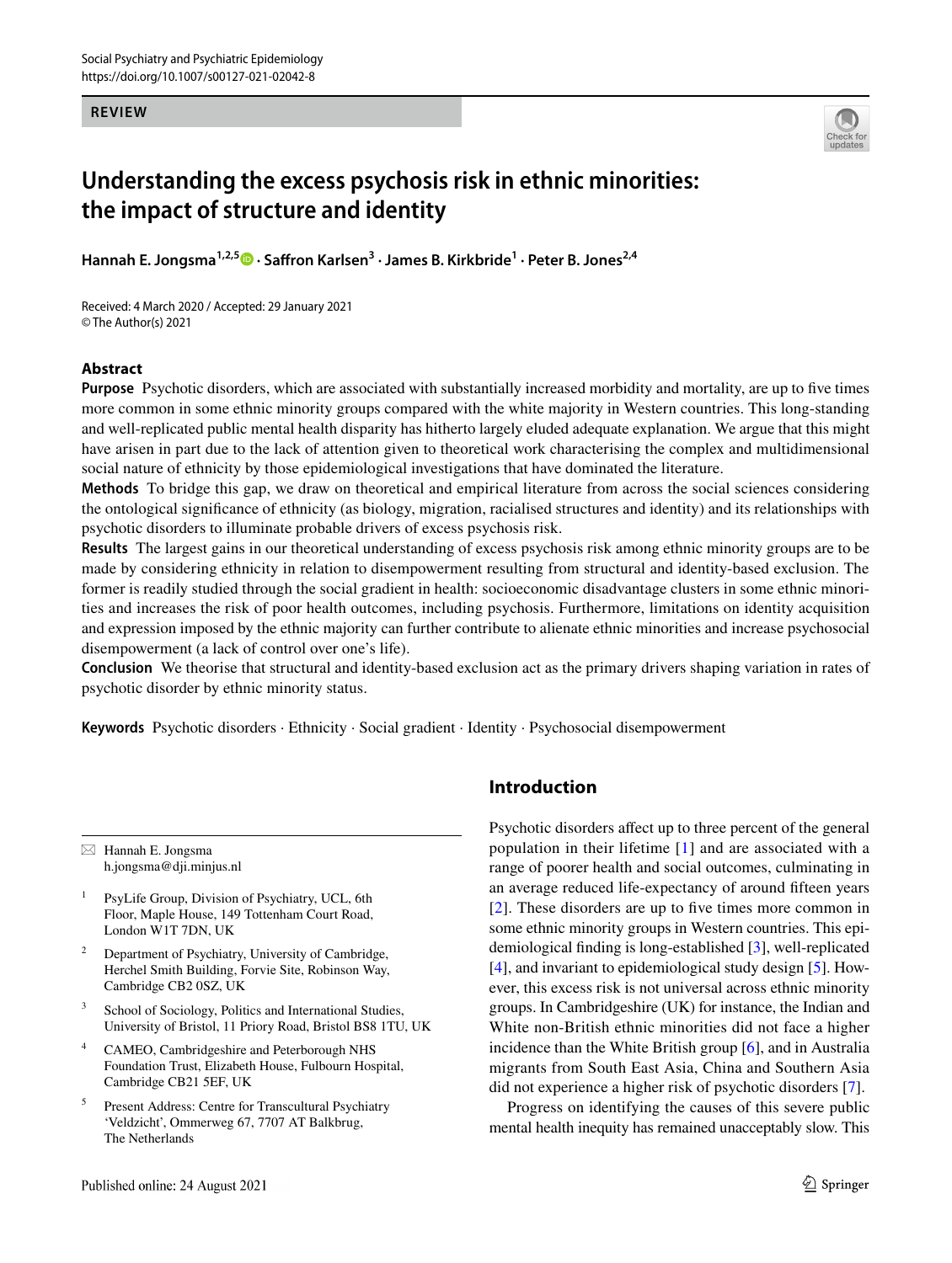REVIEW

# Understanding the excess psychosis risk in ethnic minorities: the impact of structure and identity

**Hannah E. Jongsma[1,2,5] · Saffron Karlsen[3] · James B. Kirkbride[1] · Peter B. Jones[2,4]**

Received: 4 March 2020 / Accepted: 29 January 2021
© The Author(s) 2021

## Abstract

**Purpose** Psychotic disorders, which are associated with substantially increased morbidity and mortality, are up to five times more common in some ethnic minority groups compared with the white majority in Western countries. This long-standing and well-replicated public mental health disparity has hitherto largely eluded adequate explanation. We argue that this might have arisen in part due to the lack of attention given to theoretical work characterising the complex and multidimensional social nature of ethnicity by those epidemiological investigations that have dominated the literature.

**Methods** To bridge this gap, we draw on theoretical and empirical literature from across the social sciences considering the ontological significance of ethnicity (as biology, migration, racialised structures and identity) and its relationships with psychotic disorders to illuminate probable drivers of excess psychosis risk.

**Results** The largest gains in our theoretical understanding of excess psychosis risk among ethnic minority groups are to be made by considering ethnicity in relation to disempowerment resulting from structural and identity-based exclusion. The former is readily studied through the social gradient in health: socioeconomic disadvantage clusters in some ethnic minorities and increases the risk of poor health outcomes, including psychosis. Furthermore, limitations on identity acquisition and expression imposed by the ethnic majority can further contribute to alienate ethnic minorities and increase psychosocial disempowerment (a lack of control over one's life).

**Conclusion** We theorise that structural and identity-based exclusion act as the primary drivers shaping variation in rates of psychotic disorder by ethnic minority status.

**Keywords** Psychotic disorders · Ethnicity · Social gradient · Identity · Psychosocial disempowerment

## Introduction

Psychotic disorders affect up to three percent of the general population in their lifetime [1] and are associated with a range of poorer health and social outcomes, culminating in an average reduced life-expectancy of around fifteen years [2]. These disorders are up to five times more common in some ethnic minority groups in Western countries. This epidemiological finding is long-established [3], well-replicated [4], and invariant to epidemiological study design [5]. However, this excess risk is not universal across ethnic minority groups. In Cambridgeshire (UK) for instance, the Indian and White non-British ethnic minorities did not face a higher incidence than the White British group [6], and in Australia migrants from South East Asia, China and Southern Asia did not experience a higher risk of psychotic disorders [7].

Progress on identifying the causes of this severe public mental health inequity has remained unacceptably slow. This

---

✉ Hannah E. Jongsma
h.jongsma@dji.minjus.nl

1 PsyLife Group, Division of Psychiatry, UCL, 6th Floor, Maple House, 149 Tottenham Court Road, London W1T 7DN, UK

2 Department of Psychiatry, University of Cambridge, Herchel Smith Building, Forvie Site, Robinson Way, Cambridge CB2 0SZ, UK

3 School of Sociology, Politics and International Studies, University of Bristol, 11 Priory Road, Bristol BS8 1TU, UK

4 CAMEO, Cambridgeshire and Peterborough NHS Foundation Trust, Elizabeth House, Fulbourn Hospital, Cambridge CB21 5EF, UK

5 Present Address: Centre for Transcultural Psychiatry 'Veldzicht', Ommerweg 67, 7707 AT Balkbrug, The Netherlands

Published online: 24 August 2021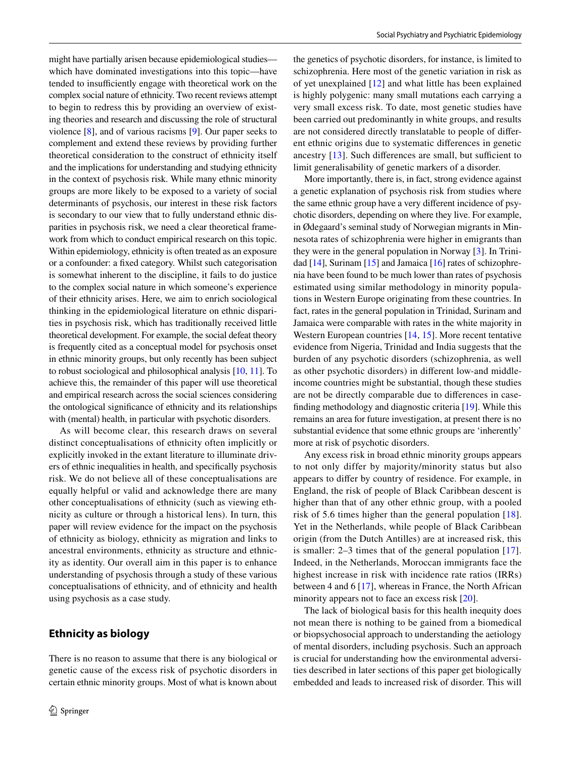might have partially arisen because epidemiological studies—which have dominated investigations into this topic—have tended to insufficiently engage with theoretical work on the complex social nature of ethnicity. Two recent reviews attempt to begin to redress this by providing an overview of existing theories and research and discussing the role of structural violence [8], and of various racisms [9]. Our paper seeks to complement and extend these reviews by providing further theoretical consideration to the construct of ethnicity itself and the implications for understanding and studying ethnicity in the context of psychosis risk. While many ethnic minority groups are more likely to be exposed to a variety of social determinants of psychosis, our interest in these risk factors is secondary to our view that to fully understand ethnic disparities in psychosis risk, we need a clear theoretical framework from which to conduct empirical research on this topic. Within epidemiology, ethnicity is often treated as an exposure or a confounder: a fixed category. Whilst such categorisation is somewhat inherent to the discipline, it fails to do justice to the complex social nature in which someone's experience of their ethnicity arises. Here, we aim to enrich sociological thinking in the epidemiological literature on ethnic disparities in psychosis risk, which has traditionally received little theoretical development. For example, the social defeat theory is frequently cited as a conceptual model for psychosis onset in ethnic minority groups, but only recently has been subject to robust sociological and philosophical analysis [10, 11]. To achieve this, the remainder of this paper will use theoretical and empirical research across the social sciences considering the ontological significance of ethnicity and its relationships with (mental) health, in particular with psychotic disorders.

As will become clear, this research draws on several distinct conceptualisations of ethnicity often implicitly or explicitly invoked in the extant literature to illuminate drivers of ethnic inequalities in health, and specifically psychosis risk. We do not believe all of these conceptualisations are equally helpful or valid and acknowledge there are many other conceptualisations of ethnicity (such as viewing ethnicity as culture or through a historical lens). In turn, this paper will review evidence for the impact on the psychosis of ethnicity as biology, ethnicity as migration and links to ancestral environments, ethnicity as structure and ethnicity as identity. Our overall aim in this paper is to enhance understanding of psychosis through a study of these various conceptualisations of ethnicity, and of ethnicity and health using psychosis as a case study.

## Ethnicity as biology

There is no reason to assume that there is any biological or genetic cause of the excess risk of psychotic disorders in certain ethnic minority groups. Most of what is known about the genetics of psychotic disorders, for instance, is limited to schizophrenia. Here most of the genetic variation in risk as of yet unexplained [12] and what little has been explained is highly polygenic: many small mutations each carrying a very small excess risk. To date, most genetic studies have been carried out predominantly in white groups, and results are not considered directly translatable to people of different ethnic origins due to systematic differences in genetic ancestry [13]. Such differences are small, but sufficient to limit generalisability of genetic markers of a disorder.

More importantly, there is, in fact, strong evidence against a genetic explanation of psychosis risk from studies where the same ethnic group have a very different incidence of psychotic disorders, depending on where they live. For example, in Ødegaard's seminal study of Norwegian migrants in Minnesota rates of schizophrenia were higher in emigrants than they were in the general population in Norway [3]. In Trinidad [14], Surinam [15] and Jamaica [16] rates of schizophrenia have been found to be much lower than rates of psychosis estimated using similar methodology in minority populations in Western Europe originating from these countries. In fact, rates in the general population in Trinidad, Surinam and Jamaica were comparable with rates in the white majority in Western European countries [14, 15]. More recent tentative evidence from Nigeria, Trinidad and India suggests that the burden of any psychotic disorders (schizophrenia, as well as other psychotic disorders) in different low-and middle-income countries might be substantial, though these studies are not be directly comparable due to differences in case-finding methodology and diagnostic criteria [19]. While this remains an area for future investigation, at present there is no substantial evidence that some ethnic groups are 'inherently' more at risk of psychotic disorders.

Any excess risk in broad ethnic minority groups appears to not only differ by majority/minority status but also appears to differ by country of residence. For example, in England, the risk of people of Black Caribbean descent is higher than that of any other ethnic group, with a pooled risk of 5.6 times higher than the general population [18]. Yet in the Netherlands, while people of Black Caribbean origin (from the Dutch Antilles) are at increased risk, this is smaller: 2–3 times that of the general population [17]. Indeed, in the Netherlands, Moroccan immigrants face the highest increase in risk with incidence rate ratios (IRRs) between 4 and 6 [17], whereas in France, the North African minority appears not to face an excess risk [20].

The lack of biological basis for this health inequity does not mean there is nothing to be gained from a biomedical or biopsychosocial approach to understanding the aetiology of mental disorders, including psychosis. Such an approach is crucial for understanding how the environmental adversities described in later sections of this paper get biologically embedded and leads to increased risk of disorder. This will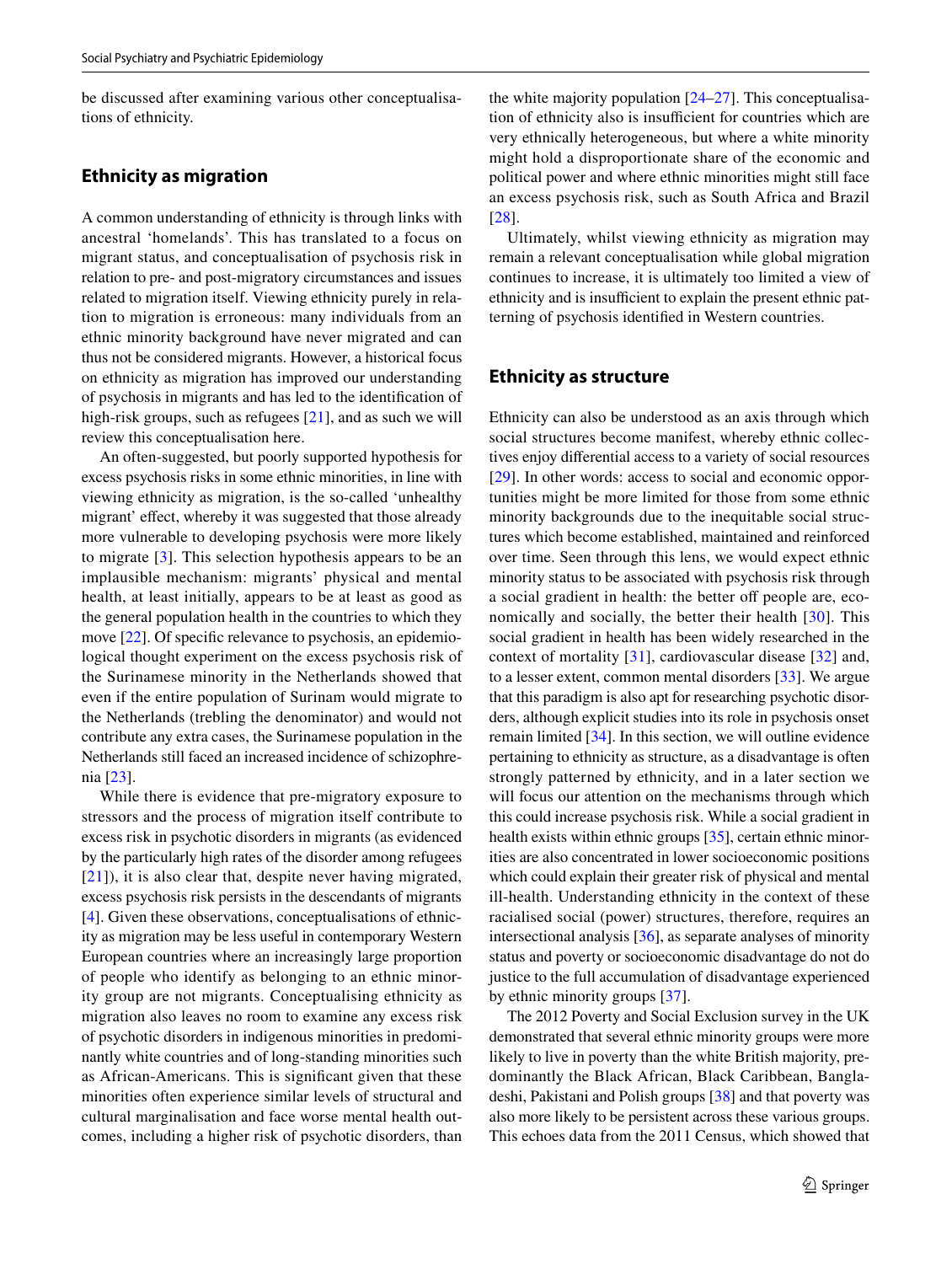be discussed after examining various other conceptualisations of ethnicity.

## Ethnicity as migration

A common understanding of ethnicity is through links with ancestral 'homelands'. This has translated to a focus on migrant status, and conceptualisation of psychosis risk in relation to pre- and post-migratory circumstances and issues related to migration itself. Viewing ethnicity purely in relation to migration is erroneous: many individuals from an ethnic minority background have never migrated and can thus not be considered migrants. However, a historical focus on ethnicity as migration has improved our understanding of psychosis in migrants and has led to the identification of high-risk groups, such as refugees [21], and as such we will review this conceptualisation here.

An often-suggested, but poorly supported hypothesis for excess psychosis risks in some ethnic minorities, in line with viewing ethnicity as migration, is the so-called 'unhealthy migrant' effect, whereby it was suggested that those already more vulnerable to developing psychosis were more likely to migrate [3]. This selection hypothesis appears to be an implausible mechanism: migrants' physical and mental health, at least initially, appears to be at least as good as the general population health in the countries to which they move [22]. Of specific relevance to psychosis, an epidemiological thought experiment on the excess psychosis risk of the Surinamese minority in the Netherlands showed that even if the entire population of Surinam would migrate to the Netherlands (trebling the denominator) and would not contribute any extra cases, the Surinamese population in the Netherlands still faced an increased incidence of schizophrenia [23].

While there is evidence that pre-migratory exposure to stressors and the process of migration itself contribute to excess risk in psychotic disorders in migrants (as evidenced by the particularly high rates of the disorder among refugees [21]), it is also clear that, despite never having migrated, excess psychosis risk persists in the descendants of migrants [4]. Given these observations, conceptualisations of ethnicity as migration may be less useful in contemporary Western European countries where an increasingly large proportion of people who identify as belonging to an ethnic minority group are not migrants. Conceptualising ethnicity as migration also leaves no room to examine any excess risk of psychotic disorders in indigenous minorities in predominantly white countries and of long-standing minorities such as African-Americans. This is significant given that these minorities often experience similar levels of structural and cultural marginalisation and face worse mental health outcomes, including a higher risk of psychotic disorders, than the white majority population [24–27]. This conceptualisation of ethnicity also is insufficient for countries which are very ethnically heterogeneous, but where a white minority might hold a disproportionate share of the economic and political power and where ethnic minorities might still face an excess psychosis risk, such as South Africa and Brazil [28].

Ultimately, whilst viewing ethnicity as migration may remain a relevant conceptualisation while global migration continues to increase, it is ultimately too limited a view of ethnicity and is insufficient to explain the present ethnic patterning of psychosis identified in Western countries.

## Ethnicity as structure

Ethnicity can also be understood as an axis through which social structures become manifest, whereby ethnic collectives enjoy differential access to a variety of social resources [29]. In other words: access to social and economic opportunities might be more limited for those from some ethnic minority backgrounds due to the inequitable social structures which become established, maintained and reinforced over time. Seen through this lens, we would expect ethnic minority status to be associated with psychosis risk through a social gradient in health: the better off people are, economically and socially, the better their health [30]. This social gradient in health has been widely researched in the context of mortality [31], cardiovascular disease [32] and, to a lesser extent, common mental disorders [33]. We argue that this paradigm is also apt for researching psychotic disorders, although explicit studies into its role in psychosis onset remain limited [34]. In this section, we will outline evidence pertaining to ethnicity as structure, as a disadvantage is often strongly patterned by ethnicity, and in a later section we will focus our attention on the mechanisms through which this could increase psychosis risk. While a social gradient in health exists within ethnic groups [35], certain ethnic minorities are also concentrated in lower socioeconomic positions which could explain their greater risk of physical and mental ill-health. Understanding ethnicity in the context of these racialised social (power) structures, therefore, requires an intersectional analysis [36], as separate analyses of minority status and poverty or socioeconomic disadvantage do not do justice to the full accumulation of disadvantage experienced by ethnic minority groups [37].

The 2012 Poverty and Social Exclusion survey in the UK demonstrated that several ethnic minority groups were more likely to live in poverty than the white British majority, predominantly the Black African, Black Caribbean, Bangladeshi, Pakistani and Polish groups [38] and that poverty was also more likely to be persistent across these various groups. This echoes data from the 2011 Census, which showed that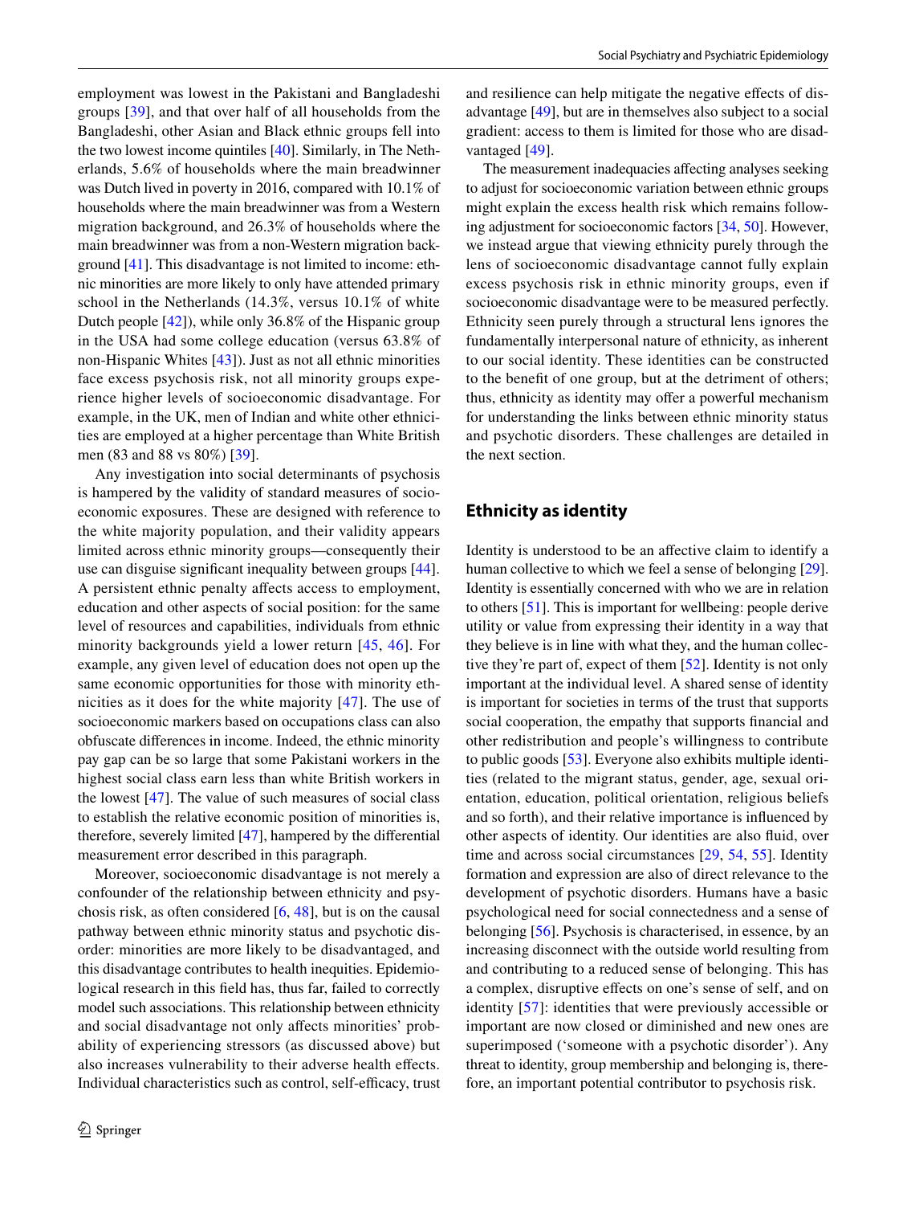employment was lowest in the Pakistani and Bangladeshi groups [39], and that over half of all households from the Bangladeshi, other Asian and Black ethnic groups fell into the two lowest income quintiles [40]. Similarly, in The Netherlands, 5.6% of households where the main breadwinner was Dutch lived in poverty in 2016, compared with 10.1% of households where the main breadwinner was from a Western migration background, and 26.3% of households where the main breadwinner was from a non-Western migration background [41]. This disadvantage is not limited to income: ethnic minorities are more likely to only have attended primary school in the Netherlands (14.3%, versus 10.1% of white Dutch people [42]), while only 36.8% of the Hispanic group in the USA had some college education (versus 63.8% of non-Hispanic Whites [43]). Just as not all ethnic minorities face excess psychosis risk, not all minority groups experience higher levels of socioeconomic disadvantage. For example, in the UK, men of Indian and white other ethnicities are employed at a higher percentage than White British men (83 and 88 vs 80%) [39].

Any investigation into social determinants of psychosis is hampered by the validity of standard measures of socioeconomic exposures. These are designed with reference to the white majority population, and their validity appears limited across ethnic minority groups—consequently their use can disguise significant inequality between groups [44]. A persistent ethnic penalty affects access to employment, education and other aspects of social position: for the same level of resources and capabilities, individuals from ethnic minority backgrounds yield a lower return [45, 46]. For example, any given level of education does not open up the same economic opportunities for those with minority ethnicities as it does for the white majority [47]. The use of socioeconomic markers based on occupations class can also obfuscate differences in income. Indeed, the ethnic minority pay gap can be so large that some Pakistani workers in the highest social class earn less than white British workers in the lowest [47]. The value of such measures of social class to establish the relative economic position of minorities is, therefore, severely limited [47], hampered by the differential measurement error described in this paragraph.

Moreover, socioeconomic disadvantage is not merely a confounder of the relationship between ethnicity and psychosis risk, as often considered [6, 48], but is on the causal pathway between ethnic minority status and psychotic disorder: minorities are more likely to be disadvantaged, and this disadvantage contributes to health inequities. Epidemiological research in this field has, thus far, failed to correctly model such associations. This relationship between ethnicity and social disadvantage not only affects minorities' probability of experiencing stressors (as discussed above) but also increases vulnerability to their adverse health effects. Individual characteristics such as control, self-efficacy, trust and resilience can help mitigate the negative effects of disadvantage [49], but are in themselves also subject to a social gradient: access to them is limited for those who are disadvantaged [49].

The measurement inadequacies affecting analyses seeking to adjust for socioeconomic variation between ethnic groups might explain the excess health risk which remains following adjustment for socioeconomic factors [34, 50]. However, we instead argue that viewing ethnicity purely through the lens of socioeconomic disadvantage cannot fully explain excess psychosis risk in ethnic minority groups, even if socioeconomic disadvantage were to be measured perfectly. Ethnicity seen purely through a structural lens ignores the fundamentally interpersonal nature of ethnicity, as inherent to our social identity. These identities can be constructed to the benefit of one group, but at the detriment of others; thus, ethnicity as identity may offer a powerful mechanism for understanding the links between ethnic minority status and psychotic disorders. These challenges are detailed in the next section.

## Ethnicity as identity

Identity is understood to be an affective claim to identify a human collective to which we feel a sense of belonging [29]. Identity is essentially concerned with who we are in relation to others [51]. This is important for wellbeing: people derive utility or value from expressing their identity in a way that they believe is in line with what they, and the human collective they're part of, expect of them [52]. Identity is not only important at the individual level. A shared sense of identity is important for societies in terms of the trust that supports social cooperation, the empathy that supports financial and other redistribution and people's willingness to contribute to public goods [53]. Everyone also exhibits multiple identities (related to the migrant status, gender, age, sexual orientation, education, political orientation, religious beliefs and so forth), and their relative importance is influenced by other aspects of identity. Our identities are also fluid, over time and across social circumstances [29, 54, 55]. Identity formation and expression are also of direct relevance to the development of psychotic disorders. Humans have a basic psychological need for social connectedness and a sense of belonging [56]. Psychosis is characterised, in essence, by an increasing disconnect with the outside world resulting from and contributing to a reduced sense of belonging. This has a complex, disruptive effects on one's sense of self, and on identity [57]: identities that were previously accessible or important are now closed or diminished and new ones are superimposed ('someone with a psychotic disorder'). Any threat to identity, group membership and belonging is, therefore, an important potential contributor to psychosis risk.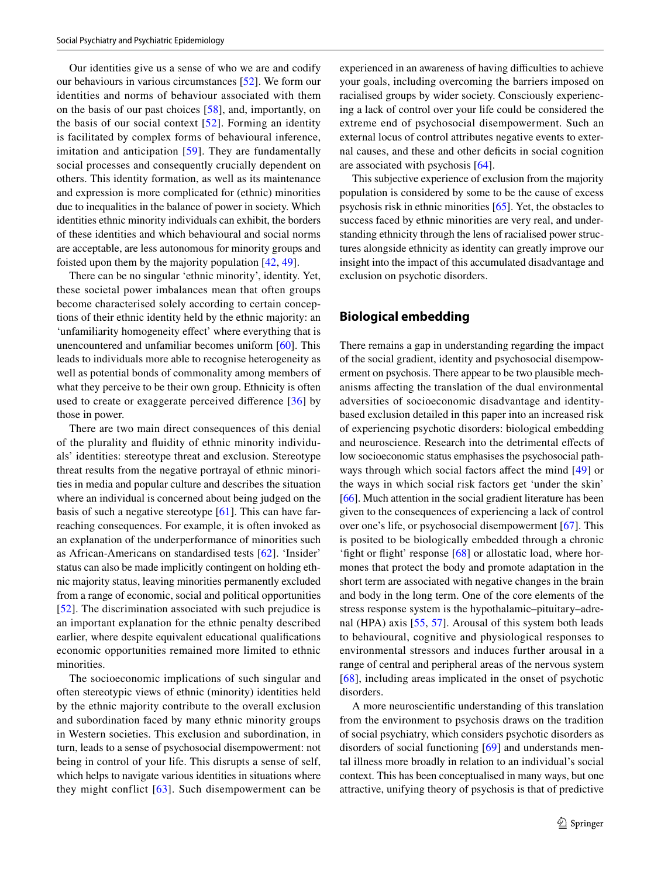Our identities give us a sense of who we are and codify our behaviours in various circumstances [52]. We form our identities and norms of behaviour associated with them on the basis of our past choices [58], and, importantly, on the basis of our social context [52]. Forming an identity is facilitated by complex forms of behavioural inference, imitation and anticipation [59]. They are fundamentally social processes and consequently crucially dependent on others. This identity formation, as well as its maintenance and expression is more complicated for (ethnic) minorities due to inequalities in the balance of power in society. Which identities ethnic minority individuals can exhibit, the borders of these identities and which behavioural and social norms are acceptable, are less autonomous for minority groups and foisted upon them by the majority population [42, 49].

There can be no singular 'ethnic minority', identity. Yet, these societal power imbalances mean that often groups become characterised solely according to certain conceptions of their ethnic identity held by the ethnic majority: an 'unfamiliarity homogeneity effect' where everything that is unencountered and unfamiliar becomes uniform [60]. This leads to individuals more able to recognise heterogeneity as well as potential bonds of commonality among members of what they perceive to be their own group. Ethnicity is often used to create or exaggerate perceived difference [36] by those in power.

There are two main direct consequences of this denial of the plurality and fluidity of ethnic minority individuals' identities: stereotype threat and exclusion. Stereotype threat results from the negative portrayal of ethnic minorities in media and popular culture and describes the situation where an individual is concerned about being judged on the basis of such a negative stereotype [61]. This can have far-reaching consequences. For example, it is often invoked as an explanation of the underperformance of minorities such as African-Americans on standardised tests [62]. 'Insider' status can also be made implicitly contingent on holding ethnic majority status, leaving minorities permanently excluded from a range of economic, social and political opportunities [52]. The discrimination associated with such prejudice is an important explanation for the ethnic penalty described earlier, where despite equivalent educational qualifications economic opportunities remained more limited to ethnic minorities.

The socioeconomic implications of such singular and often stereotypic views of ethnic (minority) identities held by the ethnic majority contribute to the overall exclusion and subordination faced by many ethnic minority groups in Western societies. This exclusion and subordination, in turn, leads to a sense of psychosocial disempowerment: not being in control of your life. This disrupts a sense of self, which helps to navigate various identities in situations where they might conflict [63]. Such disempowerment can be experienced in an awareness of having difficulties to achieve your goals, including overcoming the barriers imposed on racialised groups by wider society. Consciously experiencing a lack of control over your life could be considered the extreme end of psychosocial disempowerment. Such an external locus of control attributes negative events to external causes, and these and other deficits in social cognition are associated with psychosis [64].

This subjective experience of exclusion from the majority population is considered by some to be the cause of excess psychosis risk in ethnic minorities [65]. Yet, the obstacles to success faced by ethnic minorities are very real, and understanding ethnicity through the lens of racialised power structures alongside ethnicity as identity can greatly improve our insight into the impact of this accumulated disadvantage and exclusion on psychotic disorders.

## Biological embedding

There remains a gap in understanding regarding the impact of the social gradient, identity and psychosocial disempowerment on psychosis. There appear to be two plausible mechanisms affecting the translation of the dual environmental adversities of socioeconomic disadvantage and identity-based exclusion detailed in this paper into an increased risk of experiencing psychotic disorders: biological embedding and neuroscience. Research into the detrimental effects of low socioeconomic status emphasises the psychosocial pathways through which social factors affect the mind [49] or the ways in which social risk factors get 'under the skin' [66]. Much attention in the social gradient literature has been given to the consequences of experiencing a lack of control over one's life, or psychosocial disempowerment [67]. This is posited to be biologically embedded through a chronic 'fight or flight' response [68] or allostatic load, where hormones that protect the body and promote adaptation in the short term are associated with negative changes in the brain and body in the long term. One of the core elements of the stress response system is the hypothalamic–pituitary–adrenal (HPA) axis [55, 57]. Arousal of this system both leads to behavioural, cognitive and physiological responses to environmental stressors and induces further arousal in a range of central and peripheral areas of the nervous system [68], including areas implicated in the onset of psychotic disorders.

A more neuroscientific understanding of this translation from the environment to psychosis draws on the tradition of social psychiatry, which considers psychotic disorders as disorders of social functioning [69] and understands mental illness more broadly in relation to an individual's social context. This has been conceptualised in many ways, but one attractive, unifying theory of psychosis is that of predictive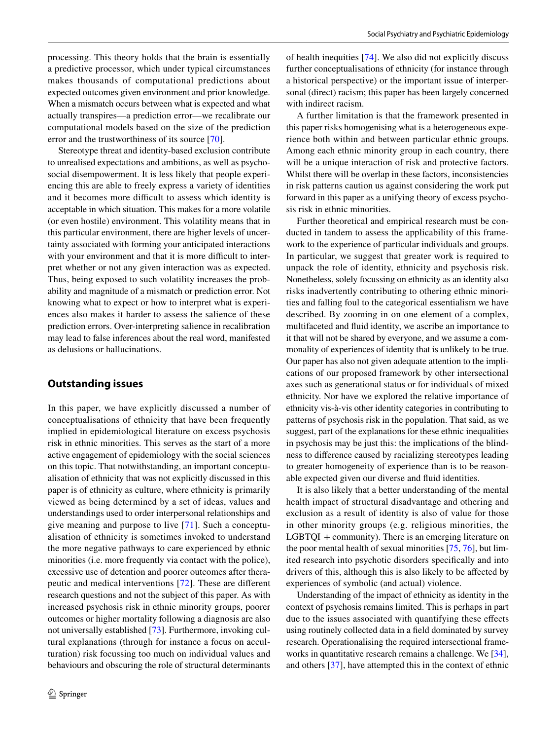processing. This theory holds that the brain is essentially a predictive processor, which under typical circumstances makes thousands of computational predictions about expected outcomes given environment and prior knowledge. When a mismatch occurs between what is expected and what actually transpires—a prediction error—we recalibrate our computational models based on the size of the prediction error and the trustworthiness of its source [70].

Stereotype threat and identity-based exclusion contribute to unrealised expectations and ambitions, as well as psychosocial disempowerment. It is less likely that people experiencing this are able to freely express a variety of identities and it becomes more difficult to assess which identity is acceptable in which situation. This makes for a more volatile (or even hostile) environment. This volatility means that in this particular environment, there are higher levels of uncertainty associated with forming your anticipated interactions with your environment and that it is more difficult to interpret whether or not any given interaction was as expected. Thus, being exposed to such volatility increases the probability and magnitude of a mismatch or prediction error. Not knowing what to expect or how to interpret what is experiences also makes it harder to assess the salience of these prediction errors. Over-interpreting salience in recalibration may lead to false inferences about the real word, manifested as delusions or hallucinations.

## Outstanding issues

In this paper, we have explicitly discussed a number of conceptualisations of ethnicity that have been frequently implied in epidemiological literature on excess psychosis risk in ethnic minorities. This serves as the start of a more active engagement of epidemiology with the social sciences on this topic. That notwithstanding, an important conceptualisation of ethnicity that was not explicitly discussed in this paper is of ethnicity as culture, where ethnicity is primarily viewed as being determined by a set of ideas, values and understandings used to order interpersonal relationships and give meaning and purpose to live [71]. Such a conceptualisation of ethnicity is sometimes invoked to understand the more negative pathways to care experienced by ethnic minorities (i.e. more frequently via contact with the police), excessive use of detention and poorer outcomes after therapeutic and medical interventions [72]. These are different research questions and not the subject of this paper. As with increased psychosis risk in ethnic minority groups, poorer outcomes or higher mortality following a diagnosis are also not universally established [73]. Furthermore, invoking cultural explanations (through for instance a focus on acculturation) risk focussing too much on individual values and behaviours and obscuring the role of structural determinants of health inequities [74]. We also did not explicitly discuss further conceptualisations of ethnicity (for instance through a historical perspective) or the important issue of interpersonal (direct) racism; this paper has been largely concerned with indirect racism.

A further limitation is that the framework presented in this paper risks homogenising what is a heterogeneous experience both within and between particular ethnic groups. Among each ethnic minority group in each country, there will be a unique interaction of risk and protective factors. Whilst there will be overlap in these factors, inconsistencies in risk patterns caution us against considering the work put forward in this paper as a unifying theory of excess psychosis risk in ethnic minorities.

Further theoretical and empirical research must be conducted in tandem to assess the applicability of this framework to the experience of particular individuals and groups. In particular, we suggest that greater work is required to unpack the role of identity, ethnicity and psychosis risk. Nonetheless, solely focussing on ethnicity as an identity also risks inadvertently contributing to othering ethnic minorities and falling foul to the categorical essentialism we have described. By zooming in on one element of a complex, multifaceted and fluid identity, we ascribe an importance to it that will not be shared by everyone, and we assume a commonality of experiences of identity that is unlikely to be true. Our paper has also not given adequate attention to the implications of our proposed framework by other intersectional axes such as generational status or for individuals of mixed ethnicity. Nor have we explored the relative importance of ethnicity vis-à-vis other identity categories in contributing to patterns of psychosis risk in the population. That said, as we suggest, part of the explanations for these ethnic inequalities in psychosis may be just this: the implications of the blindness to difference caused by racializing stereotypes leading to greater homogeneity of experience than is to be reasonable expected given our diverse and fluid identities.

It is also likely that a better understanding of the mental health impact of structural disadvantage and othering and exclusion as a result of identity is also of value for those in other minority groups (e.g. religious minorities, the LGBTQI + community). There is an emerging literature on the poor mental health of sexual minorities [75, 76], but limited research into psychotic disorders specifically and into drivers of this, although this is also likely to be affected by experiences of symbolic (and actual) violence.

Understanding of the impact of ethnicity as identity in the context of psychosis remains limited. This is perhaps in part due to the issues associated with quantifying these effects using routinely collected data in a field dominated by survey research. Operationalising the required intersectional frameworks in quantitative research remains a challenge. We [34], and others [37], have attempted this in the context of ethnic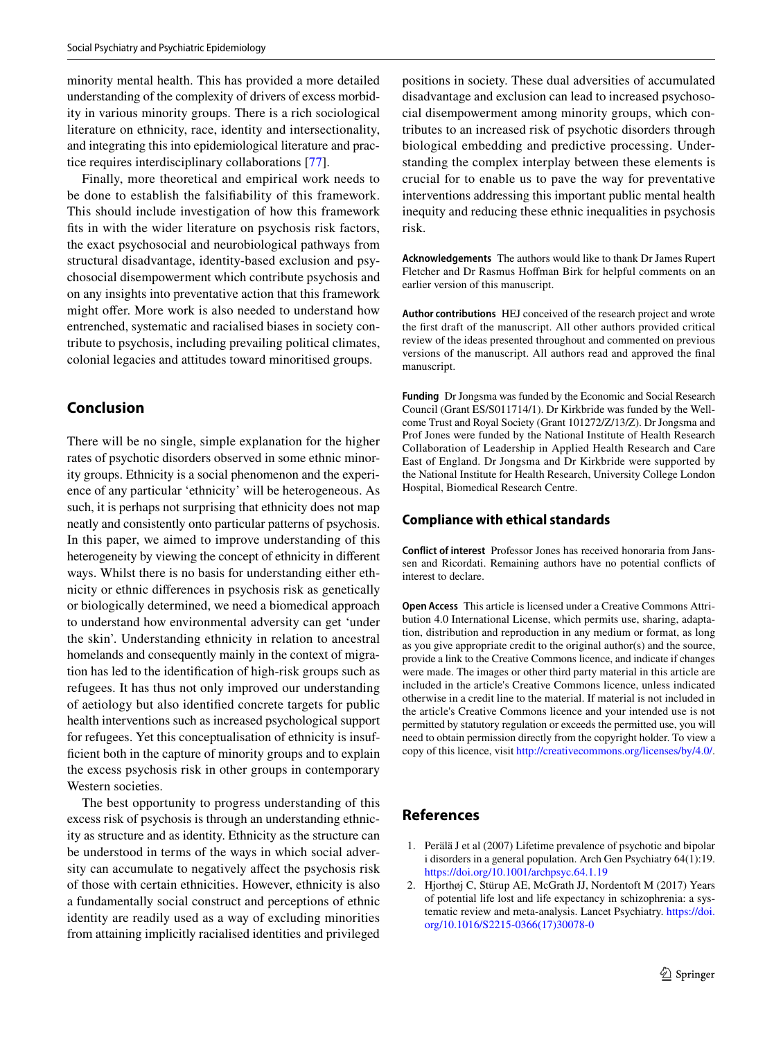minority mental health. This has provided a more detailed understanding of the complexity of drivers of excess morbidity in various minority groups. There is a rich sociological literature on ethnicity, race, identity and intersectionality, and integrating this into epidemiological literature and practice requires interdisciplinary collaborations [77].

Finally, more theoretical and empirical work needs to be done to establish the falsifiability of this framework. This should include investigation of how this framework fits in with the wider literature on psychosis risk factors, the exact psychosocial and neurobiological pathways from structural disadvantage, identity-based exclusion and psychosocial disempowerment which contribute psychosis and on any insights into preventative action that this framework might offer. More work is also needed to understand how entrenched, systematic and racialised biases in society contribute to psychosis, including prevailing political climates, colonial legacies and attitudes toward minoritised groups.

## Conclusion

There will be no single, simple explanation for the higher rates of psychotic disorders observed in some ethnic minority groups. Ethnicity is a social phenomenon and the experience of any particular 'ethnicity' will be heterogeneous. As such, it is perhaps not surprising that ethnicity does not map neatly and consistently onto particular patterns of psychosis. In this paper, we aimed to improve understanding of this heterogeneity by viewing the concept of ethnicity in different ways. Whilst there is no basis for understanding either ethnicity or ethnic differences in psychosis risk as genetically or biologically determined, we need a biomedical approach to understand how environmental adversity can get 'under the skin'. Understanding ethnicity in relation to ancestral homelands and consequently mainly in the context of migration has led to the identification of high-risk groups such as refugees. It has thus not only improved our understanding of aetiology but also identified concrete targets for public health interventions such as increased psychological support for refugees. Yet this conceptualisation of ethnicity is insufficient both in the capture of minority groups and to explain the excess psychosis risk in other groups in contemporary Western societies.

The best opportunity to progress understanding of this excess risk of psychosis is through an understanding ethnicity as structure and as identity. Ethnicity as the structure can be understood in terms of the ways in which social adversity can accumulate to negatively affect the psychosis risk of those with certain ethnicities. However, ethnicity is also a fundamentally social construct and perceptions of ethnic identity are readily used as a way of excluding minorities from attaining implicitly racialised identities and privileged positions in society. These dual adversities of accumulated disadvantage and exclusion can lead to increased psychosocial disempowerment among minority groups, which contributes to an increased risk of psychotic disorders through biological embedding and predictive processing. Understanding the complex interplay between these elements is crucial for to enable us to pave the way for preventative interventions addressing this important public mental health inequity and reducing these ethnic inequalities in psychosis risk.

**Acknowledgements** The authors would like to thank Dr James Rupert Fletcher and Dr Rasmus Hoffman Birk for helpful comments on an earlier version of this manuscript.

**Author contributions** HEJ conceived of the research project and wrote the first draft of the manuscript. All other authors provided critical review of the ideas presented throughout and commented on previous versions of the manuscript. All authors read and approved the final manuscript.

**Funding** Dr Jongsma was funded by the Economic and Social Research Council (Grant ES/S011714/1). Dr Kirkbride was funded by the Wellcome Trust and Royal Society (Grant 101272/Z/13/Z). Dr Jongsma and Prof Jones were funded by the National Institute of Health Research Collaboration of Leadership in Applied Health Research and Care East of England. Dr Jongsma and Dr Kirkbride were supported by the National Institute for Health Research, University College London Hospital, Biomedical Research Centre.

### Compliance with ethical standards

**Conflict of interest** Professor Jones has received honoraria from Janssen and Ricordati. Remaining authors have no potential conflicts of interest to declare.

**Open Access** This article is licensed under a Creative Commons Attribution 4.0 International License, which permits use, sharing, adaptation, distribution and reproduction in any medium or format, as long as you give appropriate credit to the original author(s) and the source, provide a link to the Creative Commons licence, and indicate if changes were made. The images or other third party material in this article are included in the article's Creative Commons licence, unless indicated otherwise in a credit line to the material. If material is not included in the article's Creative Commons licence and your intended use is not permitted by statutory regulation or exceeds the permitted use, you will need to obtain permission directly from the copyright holder. To view a copy of this licence, visit http://creativecommons.org/licenses/by/4.0/.

## References

1. Perälä J et al (2007) Lifetime prevalence of psychotic and bipolar i disorders in a general population. Arch Gen Psychiatry 64(1):19. https://doi.org/10.1001/archpsyc.64.1.19
2. Hjorthøj C, Stürup AE, McGrath JJ, Nordentoft M (2017) Years of potential life lost and life expectancy in schizophrenia: a systematic review and meta-analysis. Lancet Psychiatry. https://doi.org/10.1016/S2215-0366(17)30078-0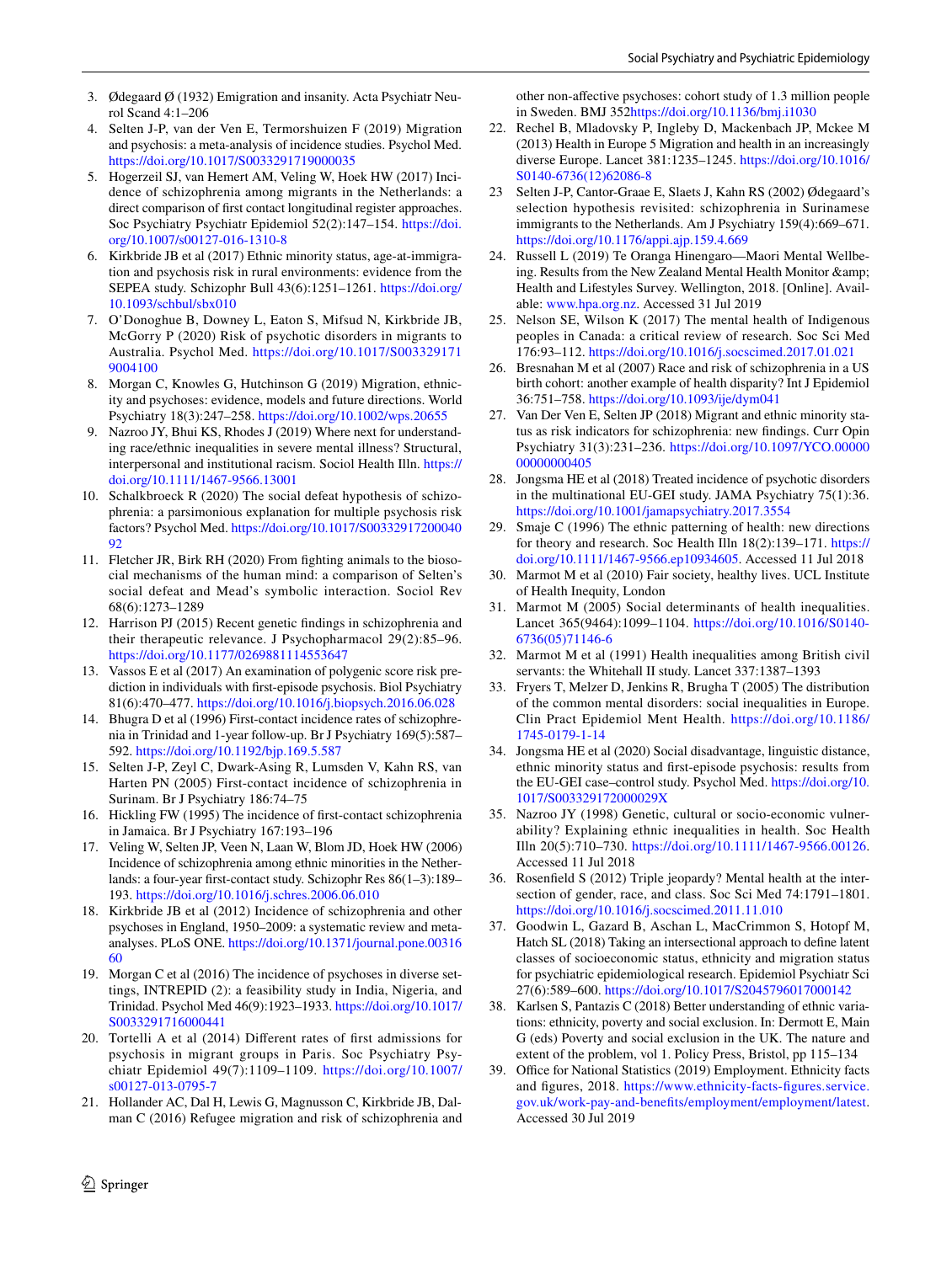3. Ødegaard Ø (1932) Emigration and insanity. Acta Psychiatr Neurol Scand 4:1–206
4. Selten J-P, van der Ven E, Termorshuizen F (2019) Migration and psychosis: a meta-analysis of incidence studies. Psychol Med. https://doi.org/10.1017/S0033291719000035
5. Hogerzeil SJ, van Hemert AM, Veling W, Hoek HW (2017) Incidence of schizophrenia among migrants in the Netherlands: a direct comparison of first contact longitudinal register approaches. Soc Psychiatry Psychiatr Epidemiol 52(2):147–154. https://doi.org/10.1007/s00127-016-1310-8
6. Kirkbride JB et al (2017) Ethnic minority status, age-at-immigration and psychosis risk in rural environments: evidence from the SEPEA study. Schizophr Bull 43(6):1251–1261. https://doi.org/10.1093/schbul/sbx010
7. O'Donoghue B, Downey L, Eaton S, Mifsud N, Kirkbride JB, McGorry P (2020) Risk of psychotic disorders in migrants to Australia. Psychol Med. https://doi.org/10.1017/S0033291719004100
8. Morgan C, Knowles G, Hutchinson G (2019) Migration, ethnicity and psychoses: evidence, models and future directions. World Psychiatry 18(3):247–258. https://doi.org/10.1002/wps.20655
9. Nazroo JY, Bhui KS, Rhodes J (2019) Where next for understanding race/ethnic inequalities in severe mental illness? Structural, interpersonal and institutional racism. Sociol Health Illn. https://doi.org/10.1111/1467-9566.13001
10. Schalkbroeck R (2020) The social defeat hypothesis of schizophrenia: a parsimonious explanation for multiple psychosis risk factors? Psychol Med. https://doi.org/10.1017/S0033291720004092
11. Fletcher JR, Birk RH (2020) From fighting animals to the biosocial mechanisms of the human mind: a comparison of Selten's social defeat and Mead's symbolic interaction. Sociol Rev 68(6):1273–1289
12. Harrison PJ (2015) Recent genetic findings in schizophrenia and their therapeutic relevance. J Psychopharmacol 29(2):85–96. https://doi.org/10.1177/0269881114553647
13. Vassos E et al (2017) An examination of polygenic score risk prediction in individuals with first-episode psychosis. Biol Psychiatry 81(6):470–477. https://doi.org/10.1016/j.biopsych.2016.06.028
14. Bhugra D et al (1996) First-contact incidence rates of schizophrenia in Trinidad and 1-year follow-up. Br J Psychiatry 169(5):587–592. https://doi.org/10.1192/bjp.169.5.587
15. Selten J-P, Zeyl C, Dwark-Asing R, Lumsden V, Kahn RS, van Harten PN (2005) First-contact incidence of schizophrenia in Surinam. Br J Psychiatry 186:74–75
16. Hickling FW (1995) The incidence of first-contact schizophrenia in Jamaica. Br J Psychiatry 167:193–196
17. Veling W, Selten JP, Veen N, Laan W, Blom JD, Hoek HW (2006) Incidence of schizophrenia among ethnic minorities in the Netherlands: a four-year first-contact study. Schizophr Res 86(1–3):189–193. https://doi.org/10.1016/j.schres.2006.06.010
18. Kirkbride JB et al (2012) Incidence of schizophrenia and other psychoses in England, 1950–2009: a systematic review and meta-analyses. PLoS ONE. https://doi.org/10.1371/journal.pone.0031660
19. Morgan C et al (2016) The incidence of psychoses in diverse settings, INTREPID (2): a feasibility study in India, Nigeria, and Trinidad. Psychol Med 46(9):1923–1933. https://doi.org/10.1017/S0033291716000441
20. Tortelli A et al (2014) Different rates of first admissions for psychosis in migrant groups in Paris. Soc Psychiatry Psychiatr Epidemiol 49(7):1109–1109. https://doi.org/10.1007/s00127-013-0795-7
21. Hollander AC, Dal H, Lewis G, Magnusson C, Kirkbride JB, Dalman C (2016) Refugee migration and risk of schizophrenia and other non-affective psychoses: cohort study of 1.3 million people in Sweden. BMJ 352https://doi.org/10.1136/bmj.i1030
22. Rechel B, Mladovsky P, Ingleby D, Mackenbach JP, Mckee M (2013) Health in Europe 5 Migration and health in an increasingly diverse Europe. Lancet 381:1235–1245. https://doi.org/10.1016/S0140-6736(12)62086-8
23 Selten J-P, Cantor-Graae E, Slaets J, Kahn RS (2002) Ødegaard's selection hypothesis revisited: schizophrenia in Surinamese immigrants to the Netherlands. Am J Psychiatry 159(4):669–671. https://doi.org/10.1176/appi.ajp.159.4.669
24. Russell L (2019) Te Oranga Hinengaro—Maori Mental Wellbeing. Results from the New Zealand Mental Health Monitor &amp; Health and Lifestyles Survey. Wellington, 2018. [Online]. Available: www.hpa.org.nz. Accessed 31 Jul 2019
25. Nelson SE, Wilson K (2017) The mental health of Indigenous peoples in Canada: a critical review of research. Soc Sci Med 176:93–112. https://doi.org/10.1016/j.socscimed.2017.01.021
26. Bresnahan M et al (2007) Race and risk of schizophrenia in a US birth cohort: another example of health disparity? Int J Epidemiol 36:751–758. https://doi.org/10.1093/ije/dym041
27. Van Der Ven E, Selten JP (2018) Migrant and ethnic minority status as risk indicators for schizophrenia: new findings. Curr Opin Psychiatry 31(3):231–236. https://doi.org/10.1097/YCO.0000000000000405
28. Jongsma HE et al (2018) Treated incidence of psychotic disorders in the multinational EU-GEI study. JAMA Psychiatry 75(1):36. https://doi.org/10.1001/jamapsychiatry.2017.3554
29. Smaje C (1996) The ethnic patterning of health: new directions for theory and research. Soc Health Illn 18(2):139–171. https://doi.org/10.1111/1467-9566.ep10934605. Accessed 11 Jul 2018
30. Marmot M et al (2010) Fair society, healthy lives. UCL Institute of Health Inequity, London
31. Marmot M (2005) Social determinants of health inequalities. Lancet 365(9464):1099–1104. https://doi.org/10.1016/S0140-6736(05)71146-6
32. Marmot M et al (1991) Health inequalities among British civil servants: the Whitehall II study. Lancet 337:1387–1393
33. Fryers T, Melzer D, Jenkins R, Brugha T (2005) The distribution of the common mental disorders: social inequalities in Europe. Clin Pract Epidemiol Ment Health. https://doi.org/10.1186/1745-0179-1-14
34. Jongsma HE et al (2020) Social disadvantage, linguistic distance, ethnic minority status and first-episode psychosis: results from the EU-GEI case–control study. Psychol Med. https://doi.org/10.1017/S003329172000029X
35. Nazroo JY (1998) Genetic, cultural or socio-economic vulnerability? Explaining ethnic inequalities in health. Soc Health Illn 20(5):710–730. https://doi.org/10.1111/1467-9566.00126. Accessed 11 Jul 2018
36. Rosenfield S (2012) Triple jeopardy? Mental health at the intersection of gender, race, and class. Soc Sci Med 74:1791–1801. https://doi.org/10.1016/j.socscimed.2011.11.010
37. Goodwin L, Gazard B, Aschan L, MacCrimmon S, Hotopf M, Hatch SL (2018) Taking an intersectional approach to define latent classes of socioeconomic status, ethnicity and migration status for psychiatric epidemiological research. Epidemiol Psychiatr Sci 27(6):589–600. https://doi.org/10.1017/S2045796017000142
38. Karlsen S, Pantazis C (2018) Better understanding of ethnic variations: ethnicity, poverty and social exclusion. In: Dermott E, Main G (eds) Poverty and social exclusion in the UK. The nature and extent of the problem, vol 1. Policy Press, Bristol, pp 115–134
39. Office for National Statistics (2019) Employment. Ethnicity facts and figures, 2018. https://www.ethnicity-facts-figures.service.gov.uk/work-pay-and-benefits/employment/employment/latest. Accessed 30 Jul 2019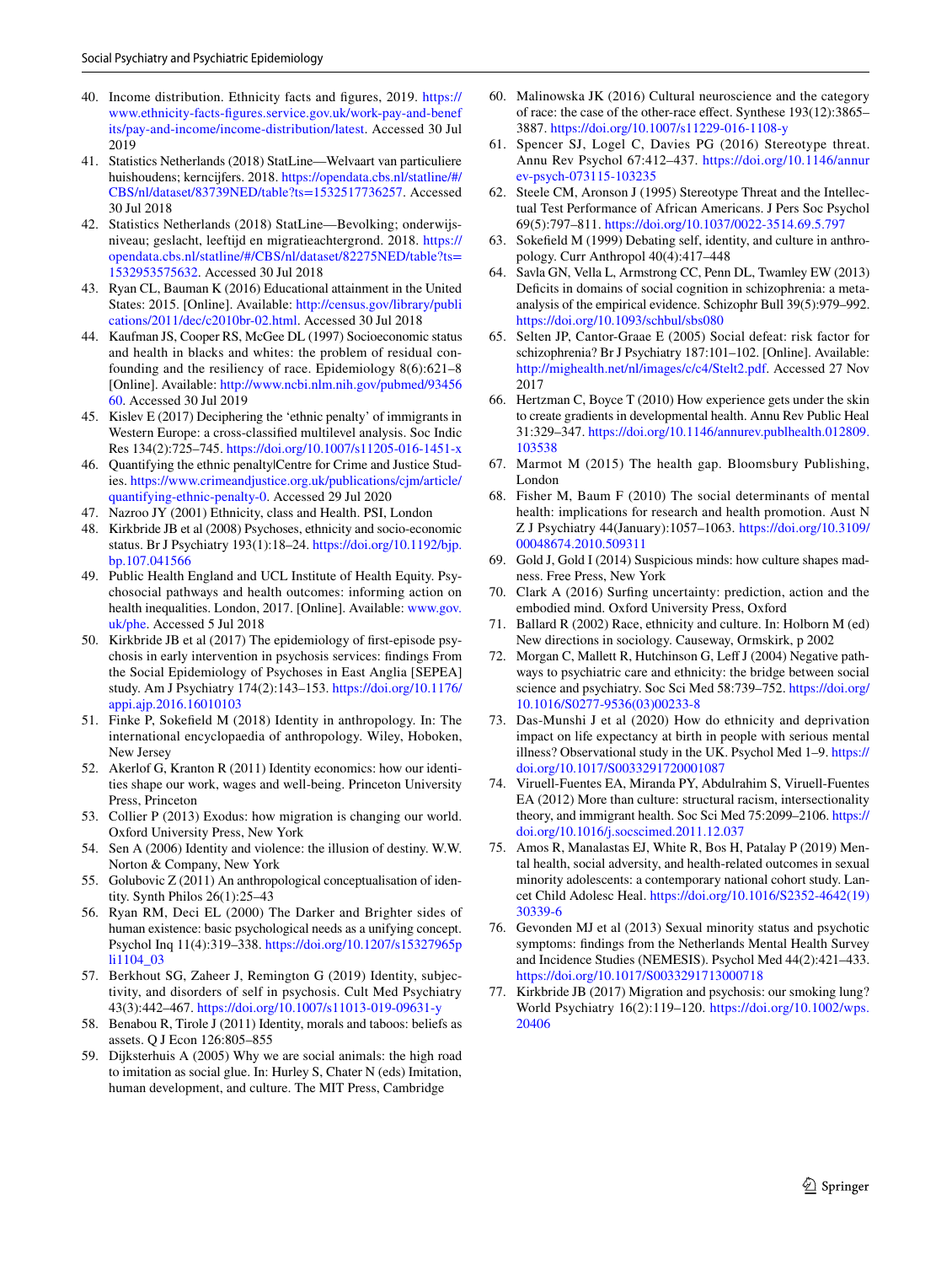40. Income distribution. Ethnicity facts and figures, 2019. https://www.ethnicity-facts-figures.service.gov.uk/work-pay-and-benefits/pay-and-income/income-distribution/latest. Accessed 30 Jul 2019
41. Statistics Netherlands (2018) StatLine—Welvaart van particuliere huishoudens; kerncijfers. 2018. https://opendata.cbs.nl/statline/#/CBS/nl/dataset/83739NED/table?ts=1532517736257. Accessed 30 Jul 2018
42. Statistics Netherlands (2018) StatLine—Bevolking; onderwijsniveau; geslacht, leeftijd en migratieachtergrond. 2018. https://opendata.cbs.nl/statline/#/CBS/nl/dataset/82275NED/table?ts=1532953575632. Accessed 30 Jul 2018
43. Ryan CL, Bauman K (2016) Educational attainment in the United States: 2015. [Online]. Available: http://census.gov/library/publications/2011/dec/c2010br-02.html. Accessed 30 Jul 2018
44. Kaufman JS, Cooper RS, McGee DL (1997) Socioeconomic status and health in blacks and whites: the problem of residual confounding and the resiliency of race. Epidemiology 8(6):621–8 [Online]. Available: http://www.ncbi.nlm.nih.gov/pubmed/9345660. Accessed 30 Jul 2019
45. Kislev E (2017) Deciphering the 'ethnic penalty' of immigrants in Western Europe: a cross-classified multilevel analysis. Soc Indic Res 134(2):725–745. https://doi.org/10.1007/s11205-016-1451-x
46. Quantifying the ethnic penalty|Centre for Crime and Justice Studies. https://www.crimeandjustice.org.uk/publications/cjm/article/quantifying-ethnic-penalty-0. Accessed 29 Jul 2020
47. Nazroo JY (2001) Ethnicity, class and Health. PSI, London
48. Kirkbride JB et al (2008) Psychoses, ethnicity and socio-economic status. Br J Psychiatry 193(1):18–24. https://doi.org/10.1192/bjp.bp.107.041566
49. Public Health England and UCL Institute of Health Equity. Psychosocial pathways and health outcomes: informing action on health inequalities. London, 2017. [Online]. Available: www.gov.uk/phe. Accessed 5 Jul 2018
50. Kirkbride JB et al (2017) The epidemiology of first-episode psychosis in early intervention in psychosis services: findings From the Social Epidemiology of Psychoses in East Anglia [SEPEA] study. Am J Psychiatry 174(2):143–153. https://doi.org/10.1176/appi.ajp.2016.16010103
51. Finke P, Sokefield M (2018) Identity in anthropology. In: The international encyclopaedia of anthropology. Wiley, Hoboken, New Jersey
52. Akerlof G, Kranton R (2011) Identity economics: how our identities shape our work, wages and well-being. Princeton University Press, Princeton
53. Collier P (2013) Exodus: how migration is changing our world. Oxford University Press, New York
54. Sen A (2006) Identity and violence: the illusion of destiny. W.W. Norton & Company, New York
55. Golubovic Z (2011) An anthropological conceptualisation of identity. Synth Philos 26(1):25–43
56. Ryan RM, Deci EL (2000) The Darker and Brighter sides of human existence: basic psychological needs as a unifying concept. Psychol Inq 11(4):319–338. https://doi.org/10.1207/s15327965pli1104_03
57. Berkhout SG, Zaheer J, Remington G (2019) Identity, subjectivity, and disorders of self in psychosis. Cult Med Psychiatry 43(3):442–467. https://doi.org/10.1007/s11013-019-09631-y
58. Benabou R, Tirole J (2011) Identity, morals and taboos: beliefs as assets. Q J Econ 126:805–855
59. Dijksterhuis A (2005) Why we are social animals: the high road to imitation as social glue. In: Hurley S, Chater N (eds) Imitation, human development, and culture. The MIT Press, Cambridge
60. Malinowska JK (2016) Cultural neuroscience and the category of race: the case of the other-race effect. Synthese 193(12):3865–3887. https://doi.org/10.1007/s11229-016-1108-y
61. Spencer SJ, Logel C, Davies PG (2016) Stereotype threat. Annu Rev Psychol 67:412–437. https://doi.org/10.1146/annurev-psych-073115-103235
62. Steele CM, Aronson J (1995) Stereotype Threat and the Intellectual Test Performance of African Americans. J Pers Soc Psychol 69(5):797–811. https://doi.org/10.1037/0022-3514.69.5.797
63. Sokefield M (1999) Debating self, identity, and culture in anthropology. Curr Anthropol 40(4):417–448
64. Savla GN, Vella L, Armstrong CC, Penn DL, Twamley EW (2013) Deficits in domains of social cognition in schizophrenia: a meta-analysis of the empirical evidence. Schizophr Bull 39(5):979–992. https://doi.org/10.1093/schbul/sbs080
65. Selten JP, Cantor-Graae E (2005) Social defeat: risk factor for schizophrenia? Br J Psychiatry 187:101–102. [Online]. Available: http://mighealth.net/nl/images/c/c4/Stelt2.pdf. Accessed 27 Nov 2017
66. Hertzman C, Boyce T (2010) How experience gets under the skin to create gradients in developmental health. Annu Rev Public Heal 31:329–347. https://doi.org/10.1146/annurev.publhealth.012809.103538
67. Marmot M (2015) The health gap. Bloomsbury Publishing, London
68. Fisher M, Baum F (2010) The social determinants of mental health: implications for research and health promotion. Aust N Z J Psychiatry 44(January):1057–1063. https://doi.org/10.3109/00048674.2010.509311
69. Gold J, Gold I (2014) Suspicious minds: how culture shapes madness. Free Press, New York
70. Clark A (2016) Surfing uncertainty: prediction, action and the embodied mind. Oxford University Press, Oxford
71. Ballard R (2002) Race, ethnicity and culture. In: Holborn M (ed) New directions in sociology. Causeway, Ormskirk, p 2002
72. Morgan C, Mallett R, Hutchinson G, Leff J (2004) Negative pathways to psychiatric care and ethnicity: the bridge between social science and psychiatry. Soc Sci Med 58:739–752. https://doi.org/10.1016/S0277-9536(03)00233-8
73. Das-Munshi J et al (2020) How do ethnicity and deprivation impact on life expectancy at birth in people with serious mental illness? Observational study in the UK. Psychol Med 1–9. https://doi.org/10.1017/S0033291720001087
74. Viruell-Fuentes EA, Miranda PY, Abdulrahim S, Viruell-Fuentes EA (2012) More than culture: structural racism, intersectionality theory, and immigrant health. Soc Sci Med 75:2099–2106. https://doi.org/10.1016/j.socscimed.2011.12.037
75. Amos R, Manalastas EJ, White R, Bos H, Patalay P (2019) Mental health, social adversity, and health-related outcomes in sexual minority adolescents: a contemporary national cohort study. Lancet Child Adolesc Heal. https://doi.org/10.1016/S2352-4642(19)30339-6
76. Gevonden MJ et al (2013) Sexual minority status and psychotic symptoms: findings from the Netherlands Mental Health Survey and Incidence Studies (NEMESIS). Psychol Med 44(2):421–433. https://doi.org/10.1017/S0033291713000718
77. Kirkbride JB (2017) Migration and psychosis: our smoking lung? World Psychiatry 16(2):119–120. https://doi.org/10.1002/wps.20406